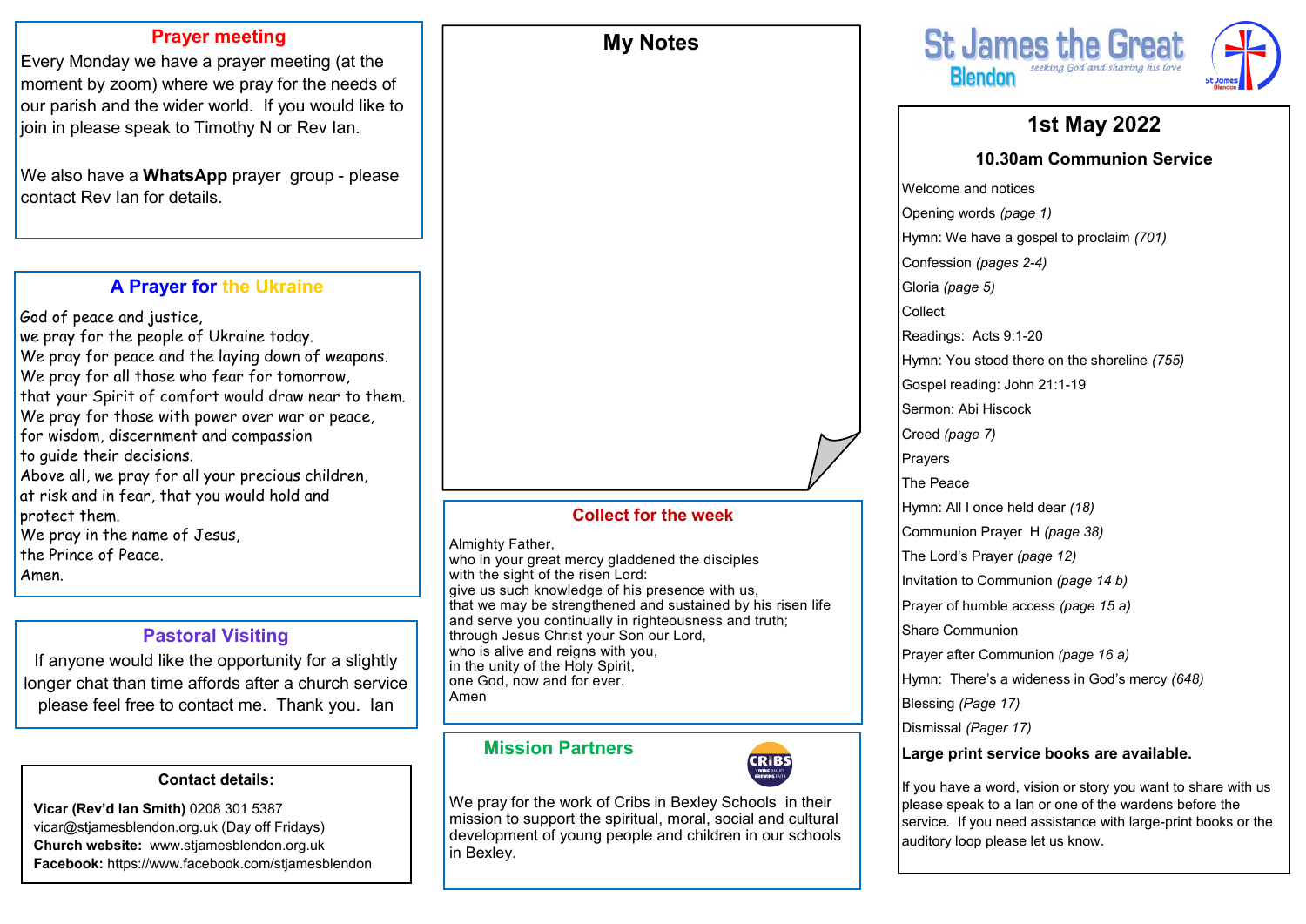## Prayer meeting

Every Monday we have a prayer meeting (at the moment by zoom) where we pray for the needs of our parish and the wider world. If you would like to join in please speak to Timothy N or Rev Ian.

We also have a **WhatsApp** prayer group - please contact Rev Ian for details.

## A Prayer for the Ukraine

God of peace and justice,
we pray for the people of Ukraine today.
We pray for peace and the laying down of weapons.
We pray for all those who fear for tomorrow,
that your Spirit of comfort would draw near to them.
We pray for those with power over war or peace,
for wisdom, discernment and compassion
to guide their decisions.
Above all, we pray for all your precious children,
at risk and in fear, that you would hold and
protect them.
We pray in the name of Jesus,
the Prince of Peace.
Amen.

## Pastoral Visiting

If anyone would like the opportunity for a slightly longer chat than time affords after a church service please feel free to contact me. Thank you. Ian

**Contact details:**

**Vicar (Rev'd Ian Smith)** 0208 301 5387
vicar@stjamesblendon.org.uk (Day off Fridays)
**Church website:** www.stjamesblendon.org.uk
**Facebook:** https://www.facebook.com/stjamesblendon

## My Notes

## Collect for the week

Almighty Father,
who in your great mercy gladdened the disciples
with the sight of the risen Lord:
give us such knowledge of his presence with us,
that we may be strengthened and sustained by his risen life
and serve you continually in righteousness and truth;
through Jesus Christ your Son our Lord,
who is alive and reigns with you,
in the unity of the Holy Spirit,
one God, now and for ever.
Amen

## Mission Partners

We pray for the work of Cribs in Bexley Schools in their mission to support the spiritual, moral, social and cultural development of young people and children in our schools in Bexley.

# St James the Great Blendon

*seeking God and sharing his love*

## 1st May 2022

### 10.30am Communion Service

Welcome and notices
Opening words *(page 1)*
Hymn: We have a gospel to proclaim *(701)*
Confession *(pages 2-4)*
Gloria *(page 5)*
Collect
Readings: Acts 9:1-20
Hymn: You stood there on the shoreline *(755)*
Gospel reading: John 21:1-19
Sermon: Abi Hiscock
Creed *(page 7)*
Prayers
The Peace
Hymn: All I once held dear *(18)*
Communion Prayer H *(page 38)*
The Lord's Prayer *(page 12)*
Invitation to Communion *(page 14 b)*
Prayer of humble access *(page 15 a)*
Share Communion
Prayer after Communion *(page 16 a)*
Hymn: There's a wideness in God's mercy *(648)*
Blessing *(Page 17)*
Dismissal *(Pager 17)*

**Large print service books are available.**

If you have a word, vision or story you want to share with us please speak to a Ian or one of the wardens before the service. If you need assistance with large-print books or the auditory loop please let us know.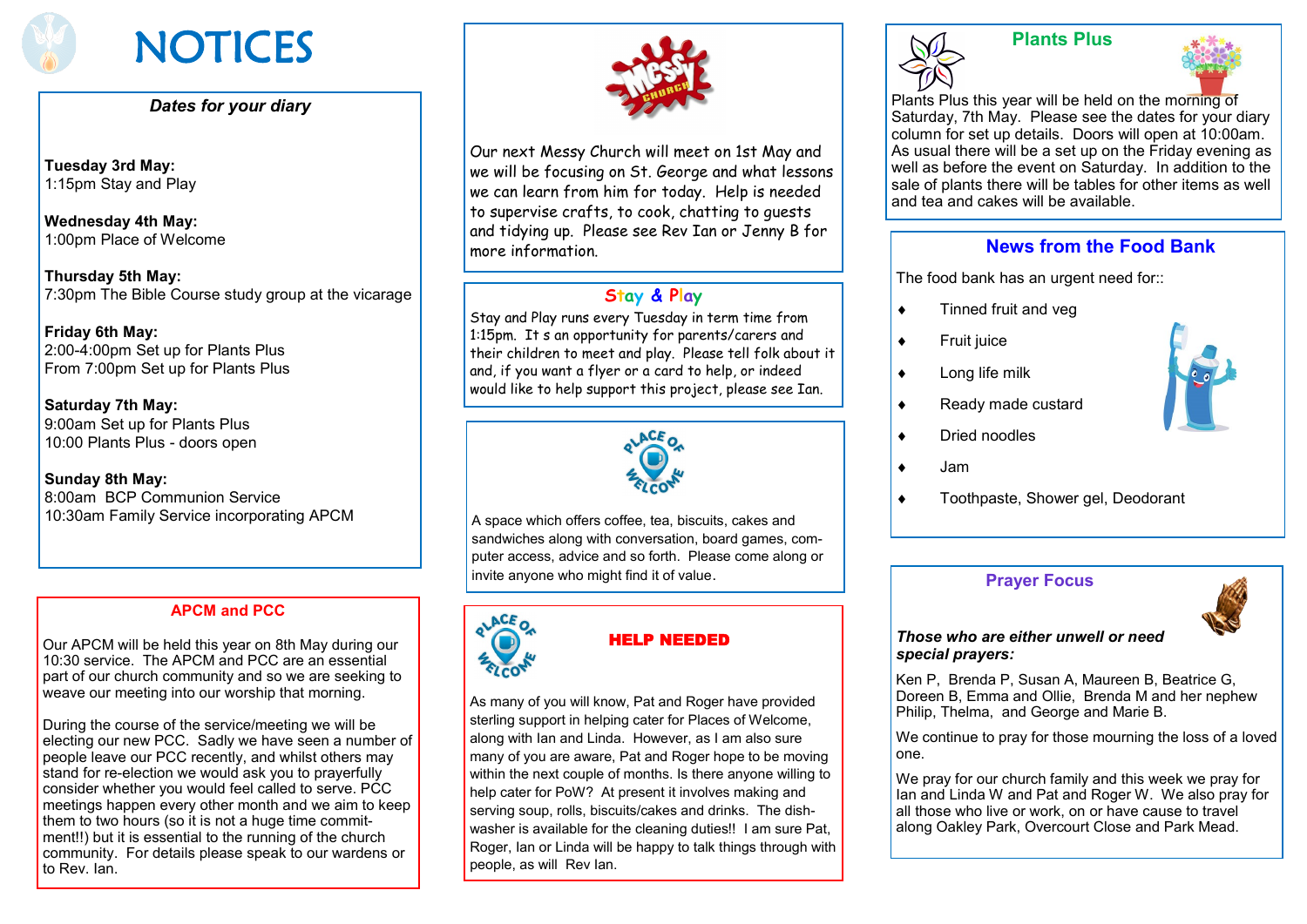# NOTICES

## Dates for your diary

**Tuesday 3rd May:**
1:15pm Stay and Play

**Wednesday 4th May:**
1:00pm Place of Welcome

**Thursday 5th May:**
7:30pm The Bible Course study group at the vicarage

**Friday 6th May:**
2:00-4:00pm Set up for Plants Plus
From 7:00pm Set up for Plants Plus

**Saturday 7th May:**
9:00am Set up for Plants Plus
10:00 Plants Plus - doors open

**Sunday 8th May:**
8:00am BCP Communion Service
10:30am Family Service incorporating APCM

## APCM and PCC

Our APCM will be held this year on 8th May during our 10:30 service. The APCM and PCC are an essential part of our church community and so we are seeking to weave our meeting into our worship that morning.

During the course of the service/meeting we will be electing our new PCC. Sadly we have seen a number of people leave our PCC recently, and whilst others may stand for re-election we would ask you to prayerfully consider whether you would feel called to serve. PCC meetings happen every other month and we aim to keep them to two hours (so it is not a huge time commitment!!) but it is essential to the running of the church community. For details please speak to our wardens or to Rev. Ian.

## Messy Church

Our next Messy Church will meet on 1st May and we will be focusing on St. George and what lessons we can learn from him for today. Help is needed to supervise crafts, to cook, chatting to guests and tidying up. Please see Rev Ian or Jenny B for more information.

## Stay & Play

Stay and Play runs every Tuesday in term time from 1:15pm. It s an opportunity for parents/carers and their children to meet and play. Please tell folk about it and, if you want a flyer or a card to help, or indeed would like to help support this project, please see Ian.

## Place of Welcome

A space which offers coffee, tea, biscuits, cakes and sandwiches along with conversation, board games, computer access, advice and so forth. Please come along or invite anyone who might find it of value.

## HELP NEEDED

As many of you will know, Pat and Roger have provided sterling support in helping cater for Places of Welcome, along with Ian and Linda. However, as I am also sure many of you are aware, Pat and Roger hope to be moving within the next couple of months. Is there anyone willing to help cater for PoW? At present it involves making and serving soup, rolls, biscuits/cakes and drinks. The dishwasher is available for the cleaning duties!! I am sure Pat, Roger, Ian or Linda will be happy to talk things through with people, as will Rev Ian.

## Plants Plus

Plants Plus this year will be held on the morning of Saturday, 7th May. Please see the dates for your diary column for set up details. Doors will open at 10:00am. As usual there will be a set up on the Friday evening as well as before the event on Saturday. In addition to the sale of plants there will be tables for other items as well and tea and cakes will be available.

## News from the Food Bank

The food bank has an urgent need for::

- Tinned fruit and veg
- Fruit juice
- Long life milk
- Ready made custard
- Dried noodles
- Jam
- Toothpaste, Shower gel, Deodorant

## Prayer Focus

***Those who are either unwell or need special prayers:***

Ken P, Brenda P, Susan A, Maureen B, Beatrice G, Doreen B, Emma and Ollie, Brenda M and her nephew Philip, Thelma, and George and Marie B.

We continue to pray for those mourning the loss of a loved one.

We pray for our church family and this week we pray for Ian and Linda W and Pat and Roger W. We also pray for all those who live or work, on or have cause to travel along Oakley Park, Overcourt Close and Park Mead.